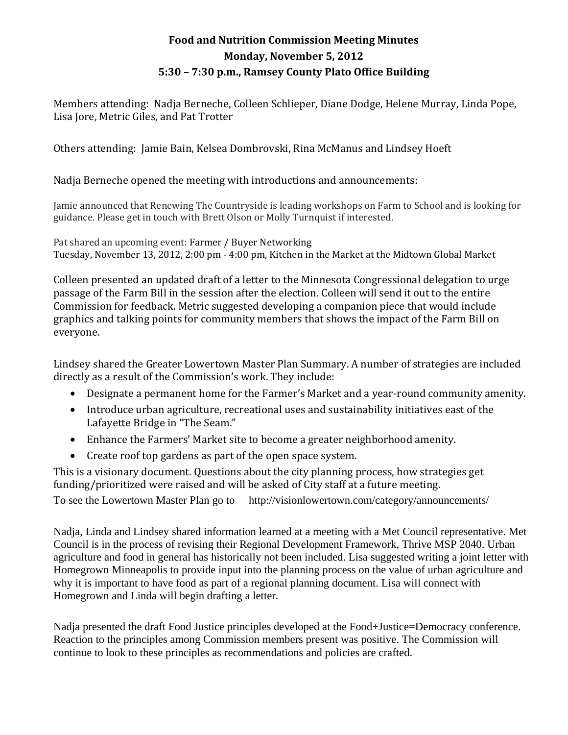**Food and Nutrition Commission Meeting Minutes**
**Monday, November 5, 2012**
**5:30 – 7:30 p.m., Ramsey County Plato Office Building**

Members attending: Nadja Berneche, Colleen Schlieper, Diane Dodge, Helene Murray, Linda Pope, Lisa Jore, Metric Giles, and Pat Trotter

Others attending: Jamie Bain, Kelsea Dombrovski, Rina McManus and Lindsey Hoeft

Nadja Berneche opened the meeting with introductions and announcements:

Jamie announced that Renewing The Countryside is leading workshops on Farm to School and is looking for guidance. Please get in touch with Brett Olson or Molly Turnquist if interested.

Pat shared an upcoming event: Farmer / Buyer Networking
Tuesday, November 13, 2012, 2:00 pm - 4:00 pm, Kitchen in the Market at the Midtown Global Market

Colleen presented an updated draft of a letter to the Minnesota Congressional delegation to urge passage of the Farm Bill in the session after the election. Colleen will send it out to the entire Commission for feedback. Metric suggested developing a companion piece that would include graphics and talking points for community members that shows the impact of the Farm Bill on everyone.

Lindsey shared the Greater Lowertown Master Plan Summary. A number of strategies are included directly as a result of the Commission's work. They include:

- Designate a permanent home for the Farmer's Market and a year-round community amenity.
- Introduce urban agriculture, recreational uses and sustainability initiatives east of the Lafayette Bridge in "The Seam."
- Enhance the Farmers' Market site to become a greater neighborhood amenity.
- Create roof top gardens as part of the open space system.

This is a visionary document. Questions about the city planning process, how strategies get funding/prioritized were raised and will be asked of City staff at a future meeting.
To see the Lowertown Master Plan go to http://visionlowertown.com/category/announcements/

Nadja, Linda and Lindsey shared information learned at a meeting with a Met Council representative. Met Council is in the process of revising their Regional Development Framework, Thrive MSP 2040. Urban agriculture and food in general has historically not been included. Lisa suggested writing a joint letter with Homegrown Minneapolis to provide input into the planning process on the value of urban agriculture and why it is important to have food as part of a regional planning document. Lisa will connect with Homegrown and Linda will begin drafting a letter.

Nadja presented the draft Food Justice principles developed at the Food+Justice=Democracy conference. Reaction to the principles among Commission members present was positive. The Commission will continue to look to these principles as recommendations and policies are crafted.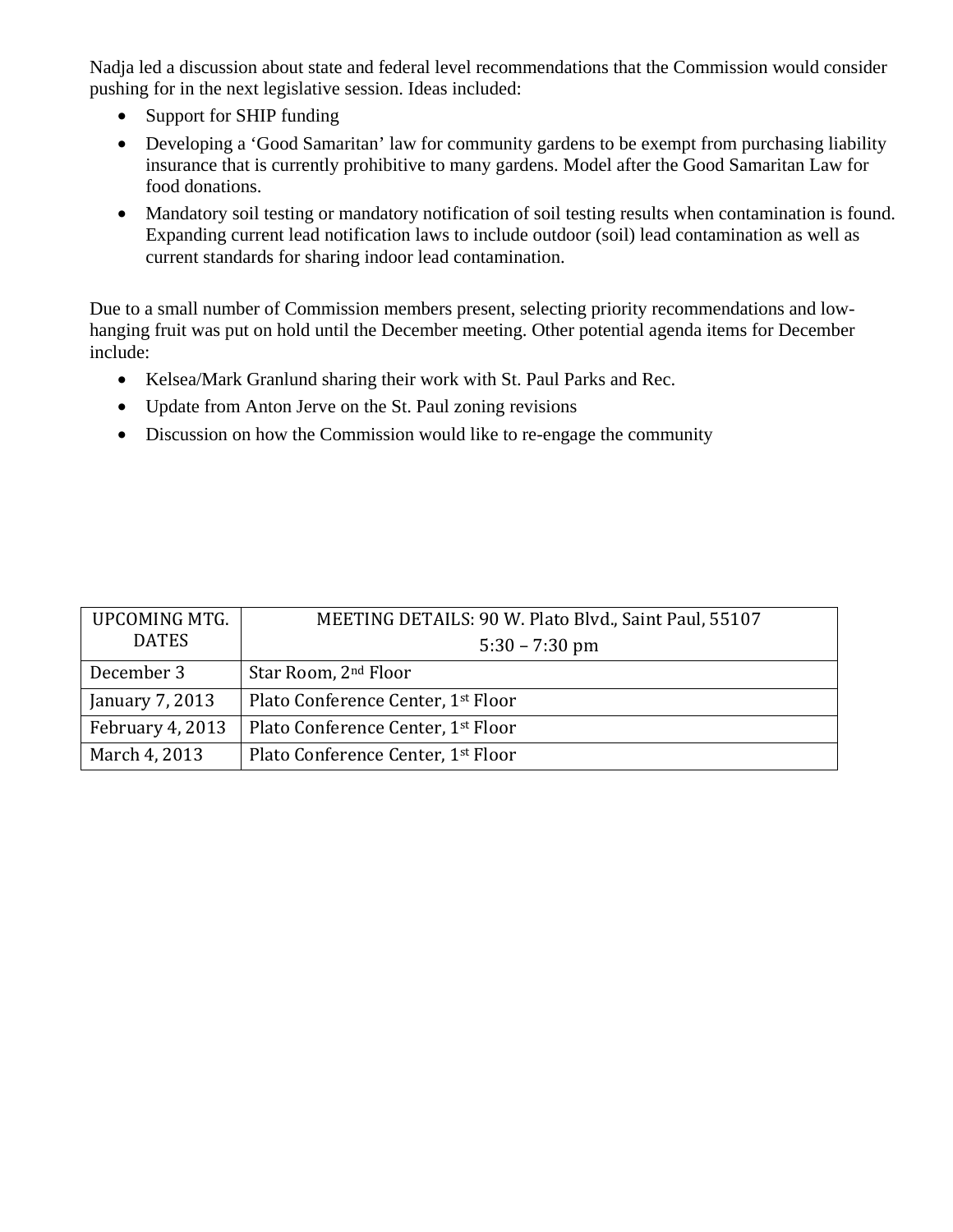Nadja led a discussion about state and federal level recommendations that the Commission would consider pushing for in the next legislative session. Ideas included:

- Support for SHIP funding
- Developing a 'Good Samaritan' law for community gardens to be exempt from purchasing liability insurance that is currently prohibitive to many gardens. Model after the Good Samaritan Law for food donations.
- Mandatory soil testing or mandatory notification of soil testing results when contamination is found. Expanding current lead notification laws to include outdoor (soil) lead contamination as well as current standards for sharing indoor lead contamination.

Due to a small number of Commission members present, selecting priority recommendations and low-hanging fruit was put on hold until the December meeting. Other potential agenda items for December include:

- Kelsea/Mark Granlund sharing their work with St. Paul Parks and Rec.
- Update from Anton Jerve on the St. Paul zoning revisions
- Discussion on how the Commission would like to re-engage the community

| UPCOMING MTG. DATES | MEETING DETAILS: 90 W. Plato Blvd., Saint Paul, 55107<br>5:30 – 7:30 pm |
|---|---|
| December 3 | Star Room, 2nd Floor |
| January 7, 2013 | Plato Conference Center, 1st Floor |
| February 4, 2013 | Plato Conference Center, 1st Floor |
| March 4, 2013 | Plato Conference Center, 1st Floor |